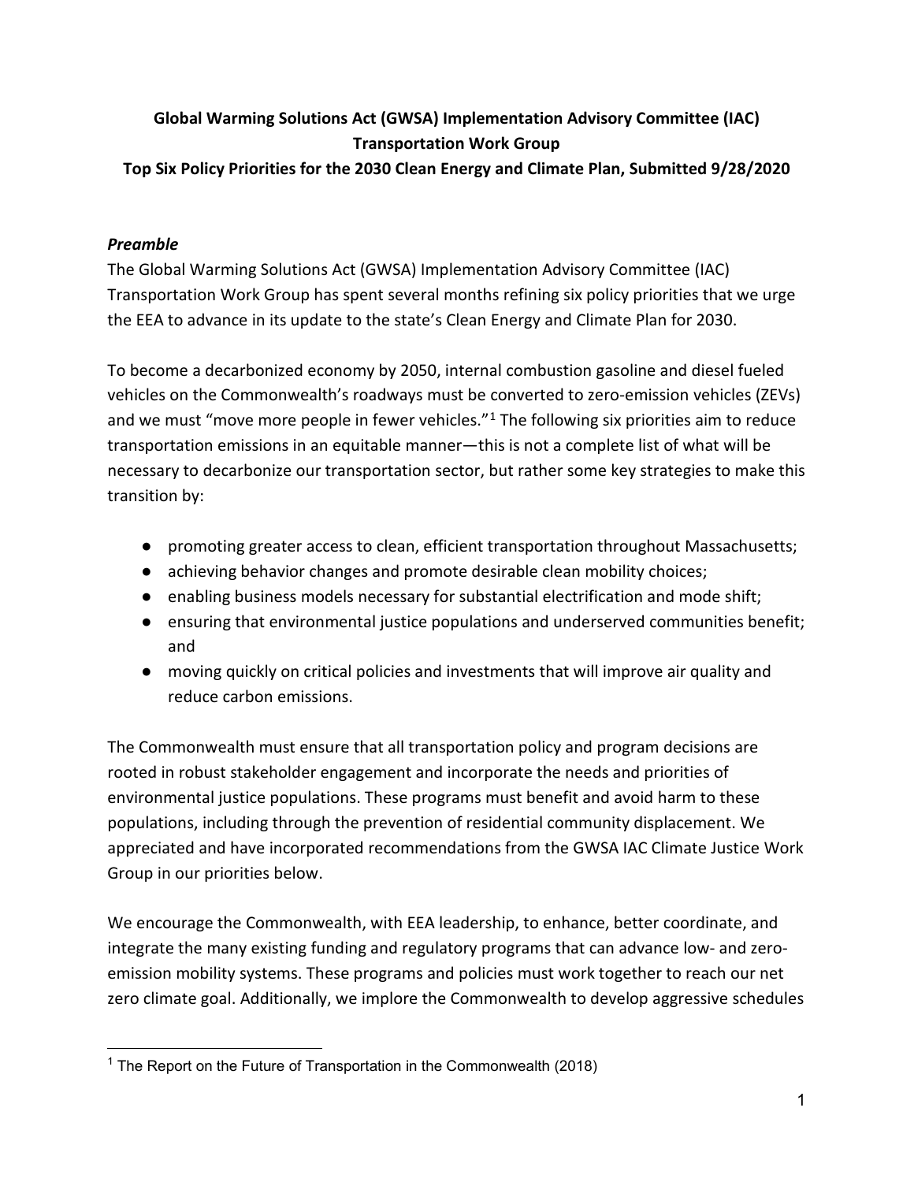**Global Warming Solutions Act (GWSA) Implementation Advisory Committee (IAC) Transportation Work Group**

**Top Six Policy Priorities for the 2030 Clean Energy and Climate Plan, Submitted 9/28/2020**

### *Preamble*

The Global Warming Solutions Act (GWSA) Implementation Advisory Committee (IAC) Transportation Work Group has spent several months refining six policy priorities that we urge the EEA to advance in its update to the state's Clean Energy and Climate Plan for 2030.

To become a decarbonized economy by 2050, internal combustion gasoline and diesel fueled vehicles on the Commonwealth's roadways must be converted to zero-emission vehicles (ZEVs) and we must "move more people in fewer vehicles."[1] The following six priorities aim to reduce transportation emissions in an equitable manner—this is not a complete list of what will be necessary to decarbonize our transportation sector, but rather some key strategies to make this transition by:

- promoting greater access to clean, efficient transportation throughout Massachusetts;
- achieving behavior changes and promote desirable clean mobility choices;
- enabling business models necessary for substantial electrification and mode shift;
- ensuring that environmental justice populations and underserved communities benefit; and
- moving quickly on critical policies and investments that will improve air quality and reduce carbon emissions.

The Commonwealth must ensure that all transportation policy and program decisions are rooted in robust stakeholder engagement and incorporate the needs and priorities of environmental justice populations. These programs must benefit and avoid harm to these populations, including through the prevention of residential community displacement. We appreciated and have incorporated recommendations from the GWSA IAC Climate Justice Work Group in our priorities below.

We encourage the Commonwealth, with EEA leadership, to enhance, better coordinate, and integrate the many existing funding and regulatory programs that can advance low- and zero-emission mobility systems. These programs and policies must work together to reach our net zero climate goal. Additionally, we implore the Commonwealth to develop aggressive schedules

[1] The Report on the Future of Transportation in the Commonwealth (2018)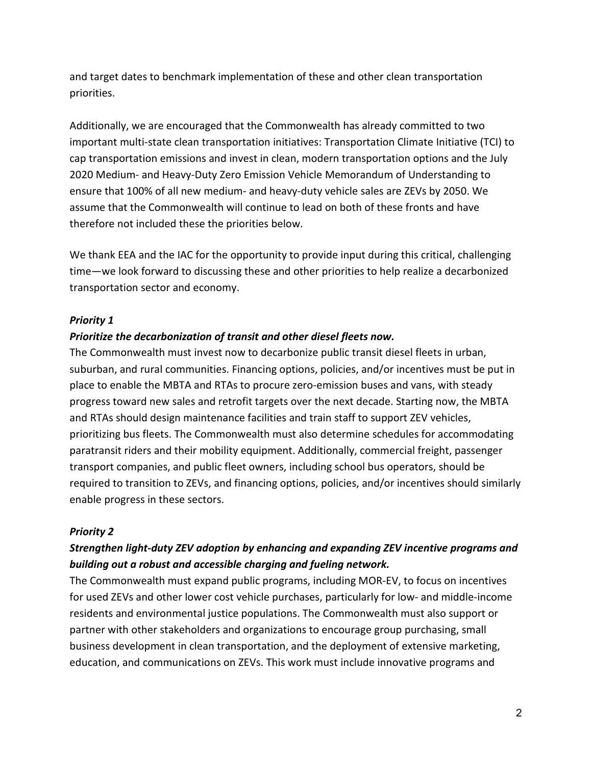and target dates to benchmark implementation of these and other clean transportation priorities.

Additionally, we are encouraged that the Commonwealth has already committed to two important multi-state clean transportation initiatives: Transportation Climate Initiative (TCI) to cap transportation emissions and invest in clean, modern transportation options and the July 2020 Medium- and Heavy-Duty Zero Emission Vehicle Memorandum of Understanding to ensure that 100% of all new medium- and heavy-duty vehicle sales are ZEVs by 2050. We assume that the Commonwealth will continue to lead on both of these fronts and have therefore not included these the priorities below.

We thank EEA and the IAC for the opportunity to provide input during this critical, challenging time—we look forward to discussing these and other priorities to help realize a decarbonized transportation sector and economy.

***Priority 1***

***Prioritize the decarbonization of transit and other diesel fleets now.***

The Commonwealth must invest now to decarbonize public transit diesel fleets in urban, suburban, and rural communities. Financing options, policies, and/or incentives must be put in place to enable the MBTA and RTAs to procure zero-emission buses and vans, with steady progress toward new sales and retrofit targets over the next decade. Starting now, the MBTA and RTAs should design maintenance facilities and train staff to support ZEV vehicles, prioritizing bus fleets. The Commonwealth must also determine schedules for accommodating paratransit riders and their mobility equipment. Additionally, commercial freight, passenger transport companies, and public fleet owners, including school bus operators, should be required to transition to ZEVs, and financing options, policies, and/or incentives should similarly enable progress in these sectors.

***Priority 2***

***Strengthen light-duty ZEV adoption by enhancing and expanding ZEV incentive programs and building out a robust and accessible charging and fueling network.***

The Commonwealth must expand public programs, including MOR-EV, to focus on incentives for used ZEVs and other lower cost vehicle purchases, particularly for low- and middle-income residents and environmental justice populations. The Commonwealth must also support or partner with other stakeholders and organizations to encourage group purchasing, small business development in clean transportation, and the deployment of extensive marketing, education, and communications on ZEVs. This work must include innovative programs and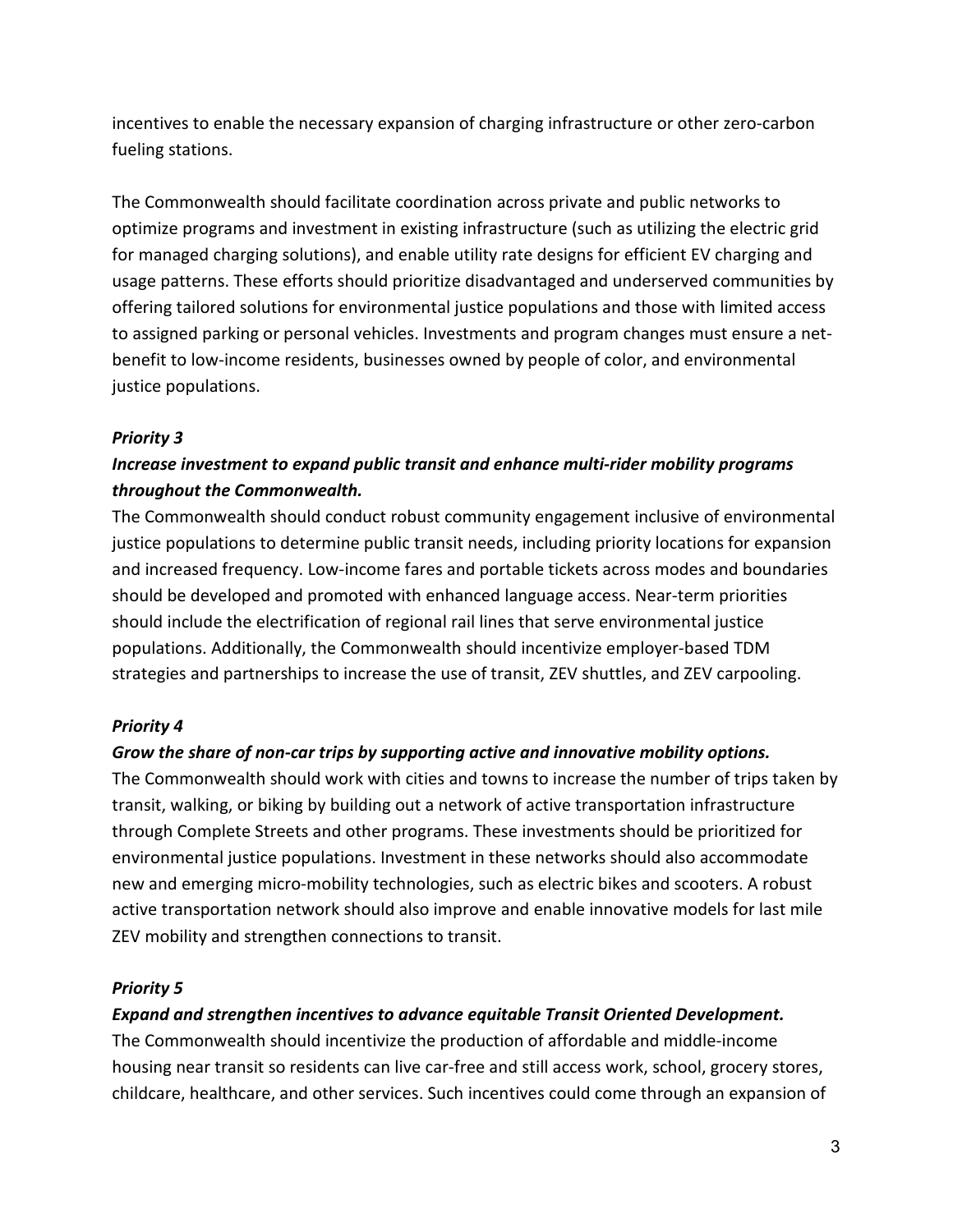incentives to enable the necessary expansion of charging infrastructure or other zero-carbon fueling stations.

The Commonwealth should facilitate coordination across private and public networks to optimize programs and investment in existing infrastructure (such as utilizing the electric grid for managed charging solutions), and enable utility rate designs for efficient EV charging and usage patterns. These efforts should prioritize disadvantaged and underserved communities by offering tailored solutions for environmental justice populations and those with limited access to assigned parking or personal vehicles. Investments and program changes must ensure a net-benefit to low-income residents, businesses owned by people of color, and environmental justice populations.

***Priority 3***

***Increase investment to expand public transit and enhance multi-rider mobility programs throughout the Commonwealth.***

The Commonwealth should conduct robust community engagement inclusive of environmental justice populations to determine public transit needs, including priority locations for expansion and increased frequency. Low-income fares and portable tickets across modes and boundaries should be developed and promoted with enhanced language access. Near-term priorities should include the electrification of regional rail lines that serve environmental justice populations. Additionally, the Commonwealth should incentivize employer-based TDM strategies and partnerships to increase the use of transit, ZEV shuttles, and ZEV carpooling.

***Priority 4***

***Grow the share of non-car trips by supporting active and innovative mobility options.***

The Commonwealth should work with cities and towns to increase the number of trips taken by transit, walking, or biking by building out a network of active transportation infrastructure through Complete Streets and other programs. These investments should be prioritized for environmental justice populations. Investment in these networks should also accommodate new and emerging micro-mobility technologies, such as electric bikes and scooters. A robust active transportation network should also improve and enable innovative models for last mile ZEV mobility and strengthen connections to transit.

***Priority 5***

***Expand and strengthen incentives to advance equitable Transit Oriented Development.***

The Commonwealth should incentivize the production of affordable and middle-income housing near transit so residents can live car-free and still access work, school, grocery stores, childcare, healthcare, and other services. Such incentives could come through an expansion of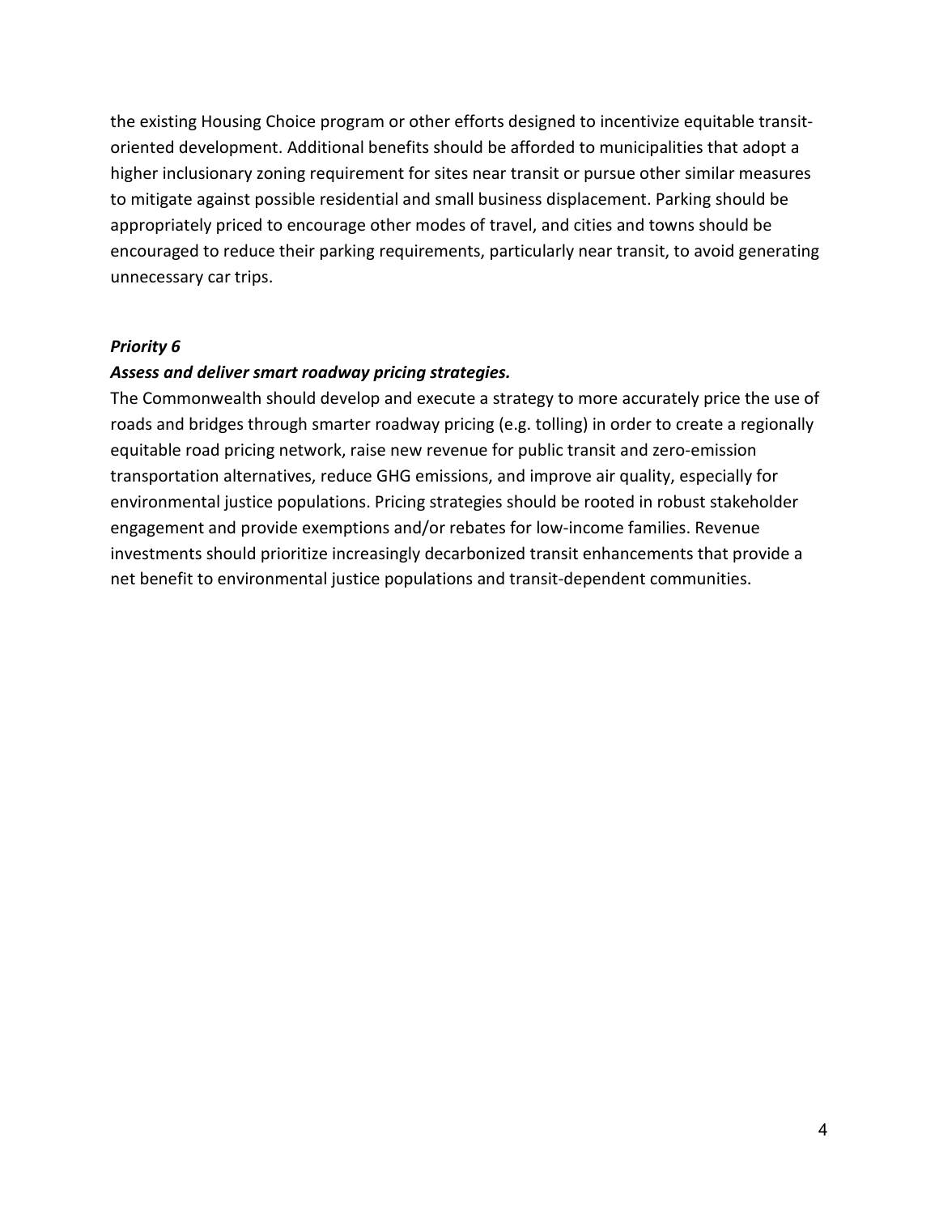the existing Housing Choice program or other efforts designed to incentivize equitable transit-oriented development. Additional benefits should be afforded to municipalities that adopt a higher inclusionary zoning requirement for sites near transit or pursue other similar measures to mitigate against possible residential and small business displacement. Parking should be appropriately priced to encourage other modes of travel, and cities and towns should be encouraged to reduce their parking requirements, particularly near transit, to avoid generating unnecessary car trips.

***Priority 6***

***Assess and deliver smart roadway pricing strategies.***

The Commonwealth should develop and execute a strategy to more accurately price the use of roads and bridges through smarter roadway pricing (e.g. tolling) in order to create a regionally equitable road pricing network, raise new revenue for public transit and zero-emission transportation alternatives, reduce GHG emissions, and improve air quality, especially for environmental justice populations. Pricing strategies should be rooted in robust stakeholder engagement and provide exemptions and/or rebates for low-income families. Revenue investments should prioritize increasingly decarbonized transit enhancements that provide a net benefit to environmental justice populations and transit-dependent communities.